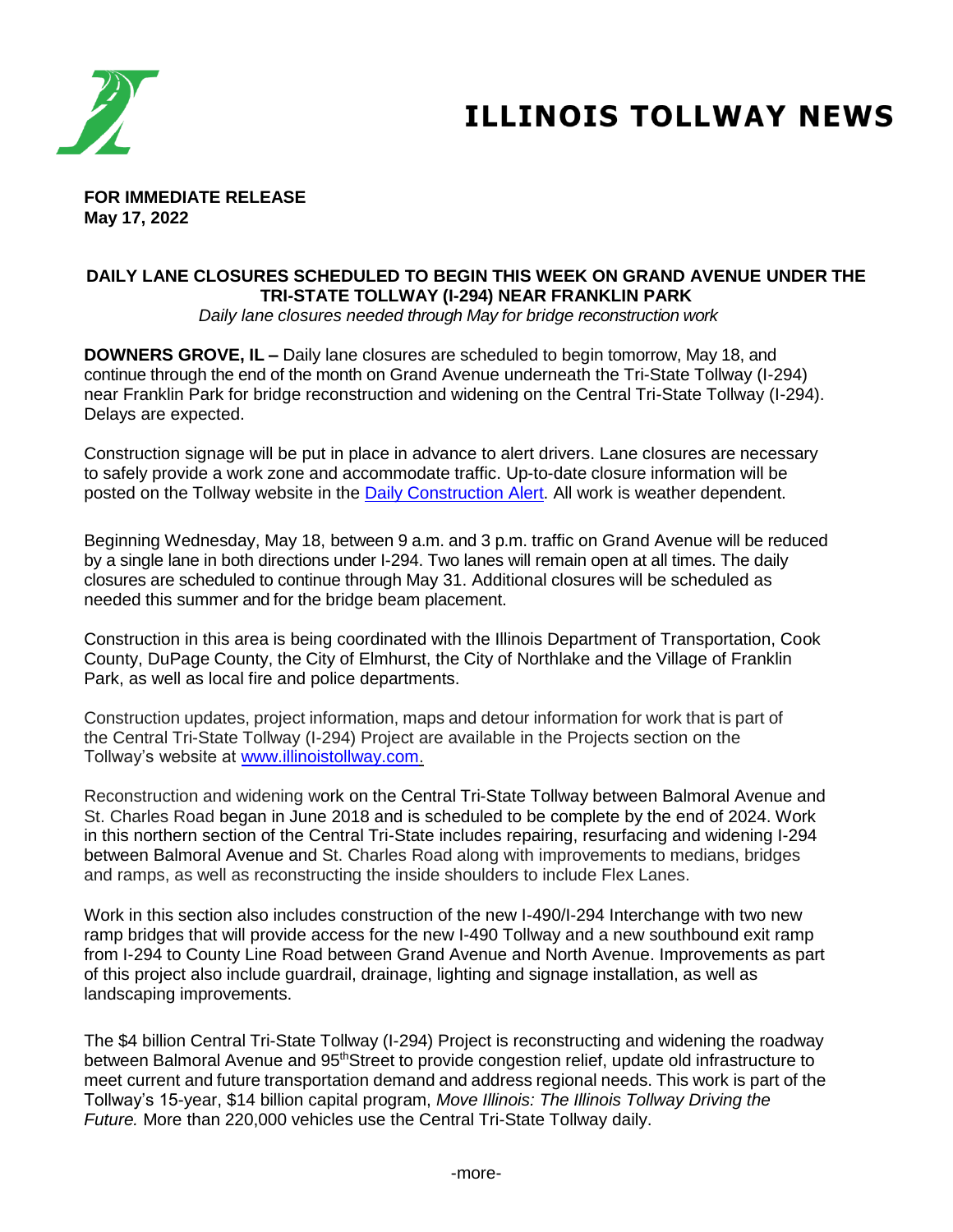# ILLINOIS TOLLWAY NEWS

**FOR IMMEDIATE RELEASE**
**May 17, 2022**

## DAILY LANE CLOSURES SCHEDULED TO BEGIN THIS WEEK ON GRAND AVENUE UNDER THE TRI-STATE TOLLWAY (I-294) NEAR FRANKLIN PARK

*Daily lane closures needed through May for bridge reconstruction work*

**DOWNERS GROVE, IL –** Daily lane closures are scheduled to begin tomorrow, May 18, and continue through the end of the month on Grand Avenue underneath the Tri-State Tollway (I-294) near Franklin Park for bridge reconstruction and widening on the Central Tri-State Tollway (I-294). Delays are expected.

Construction signage will be put in place in advance to alert drivers. Lane closures are necessary to safely provide a work zone and accommodate traffic. Up-to-date closure information will be posted on the Tollway website in the Daily Construction Alert. All work is weather dependent.

Beginning Wednesday, May 18, between 9 a.m. and 3 p.m. traffic on Grand Avenue will be reduced by a single lane in both directions under I-294. Two lanes will remain open at all times. The daily closures are scheduled to continue through May 31. Additional closures will be scheduled as needed this summer and for the bridge beam placement.

Construction in this area is being coordinated with the Illinois Department of Transportation, Cook County, DuPage County, the City of Elmhurst, the City of Northlake and the Village of Franklin Park, as well as local fire and police departments.

Construction updates, project information, maps and detour information for work that is part of the Central Tri-State Tollway (I-294) Project are available in the Projects section on the Tollway's website at www.illinoistollway.com.

Reconstruction and widening work on the Central Tri-State Tollway between Balmoral Avenue and St. Charles Road began in June 2018 and is scheduled to be complete by the end of 2024. Work in this northern section of the Central Tri-State includes repairing, resurfacing and widening I-294 between Balmoral Avenue and St. Charles Road along with improvements to medians, bridges and ramps, as well as reconstructing the inside shoulders to include Flex Lanes.

Work in this section also includes construction of the new I-490/I-294 Interchange with two new ramp bridges that will provide access for the new I-490 Tollway and a new southbound exit ramp from I-294 to County Line Road between Grand Avenue and North Avenue. Improvements as part of this project also include guardrail, drainage, lighting and signage installation, as well as landscaping improvements.

The $4 billion Central Tri-State Tollway (I-294) Project is reconstructing and widening the roadway between Balmoral Avenue and 95th Street to provide congestion relief, update old infrastructure to meet current and future transportation demand and address regional needs. This work is part of the Tollway's 15-year, $14 billion capital program, *Move Illinois: The Illinois Tollway Driving the Future.* More than 220,000 vehicles use the Central Tri-State Tollway daily.

-more-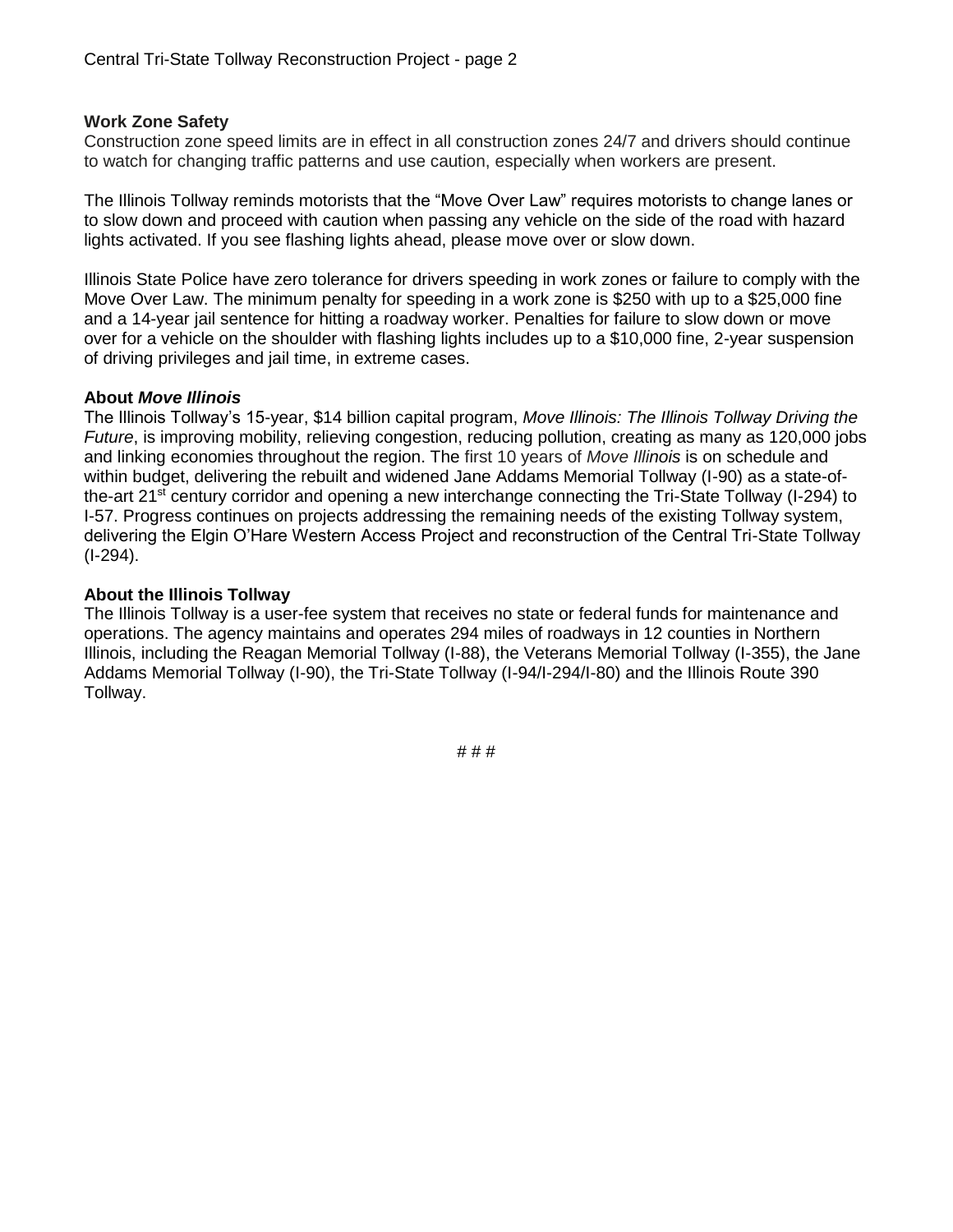**Work Zone Safety**

Construction zone speed limits are in effect in all construction zones 24/7 and drivers should continue to watch for changing traffic patterns and use caution, especially when workers are present.

The Illinois Tollway reminds motorists that the "Move Over Law" requires motorists to change lanes or to slow down and proceed with caution when passing any vehicle on the side of the road with hazard lights activated. If you see flashing lights ahead, please move over or slow down.

Illinois State Police have zero tolerance for drivers speeding in work zones or failure to comply with the Move Over Law. The minimum penalty for speeding in a work zone is $250 with up to a $25,000 fine and a 14-year jail sentence for hitting a roadway worker. Penalties for failure to slow down or move over for a vehicle on the shoulder with flashing lights includes up to a $10,000 fine, 2-year suspension of driving privileges and jail time, in extreme cases.

**About *Move Illinois***

The Illinois Tollway's 15-year, $14 billion capital program, *Move Illinois: The Illinois Tollway Driving the Future*, is improving mobility, relieving congestion, reducing pollution, creating as many as 120,000 jobs and linking economies throughout the region. The first 10 years of *Move Illinois* is on schedule and within budget, delivering the rebuilt and widened Jane Addams Memorial Tollway (I-90) as a state-of-the-art 21st century corridor and opening a new interchange connecting the Tri-State Tollway (I-294) to I-57. Progress continues on projects addressing the remaining needs of the existing Tollway system, delivering the Elgin O'Hare Western Access Project and reconstruction of the Central Tri-State Tollway (I-294).

**About the Illinois Tollway**

The Illinois Tollway is a user-fee system that receives no state or federal funds for maintenance and operations. The agency maintains and operates 294 miles of roadways in 12 counties in Northern Illinois, including the Reagan Memorial Tollway (I-88), the Veterans Memorial Tollway (I-355), the Jane Addams Memorial Tollway (I-90), the Tri-State Tollway (I-94/I-294/I-80) and the Illinois Route 390 Tollway.

# # #